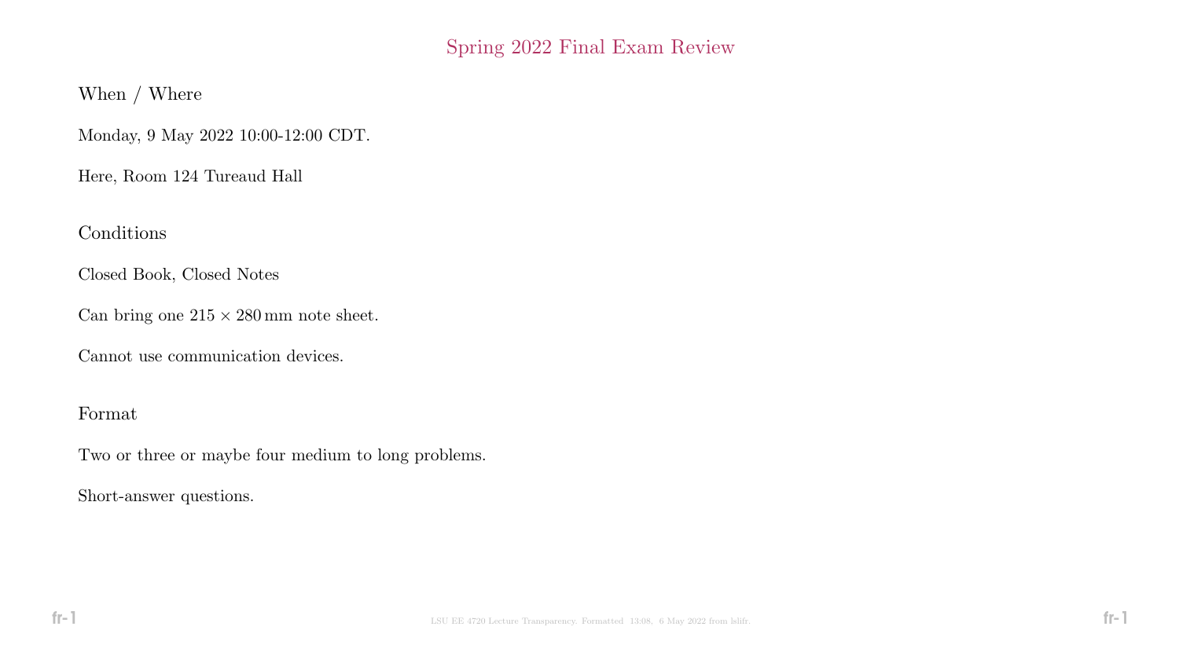# Spring 2022 Final Exam Review

## When / Where

Monday, 9 May 2022 10:00-12:00 CDT.

Here, Room 124 Tureaud Hall

## Conditions

Closed Book, Closed Notes

Can bring one $215 \times 280\,\text{mm}$ note sheet.

Cannot use communication devices.

## Format

Two or three or maybe four medium to long problems.

Short-answer questions.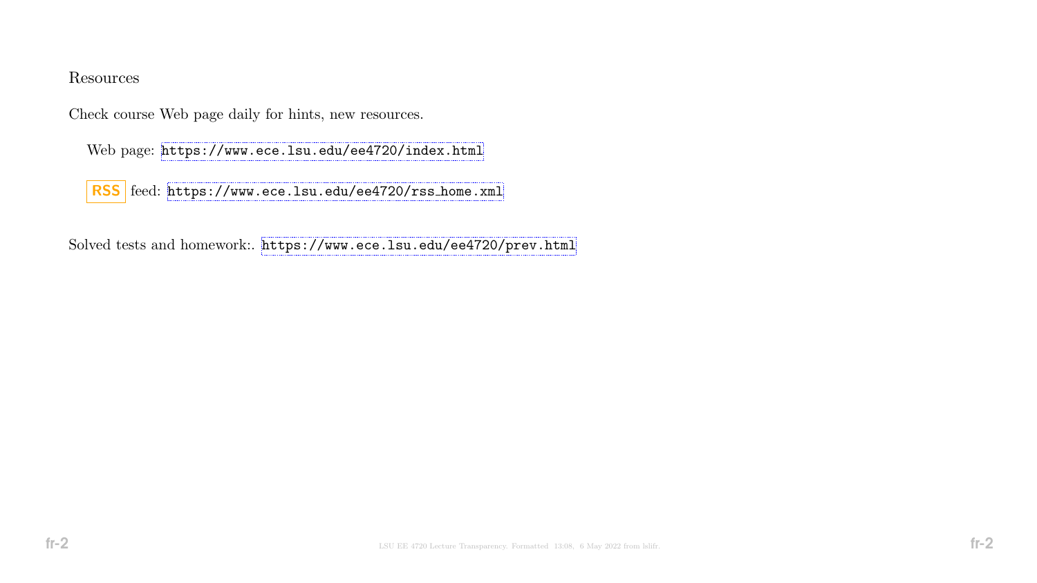## Resources

Check course Web page daily for hints, new resources.

Web page: https://www.ece.lsu.edu/ee4720/index.html

RSS feed: https://www.ece.lsu.edu/ee4720/rss_home.xml

Solved tests and homework:. https://www.ece.lsu.edu/ee4720/prev.html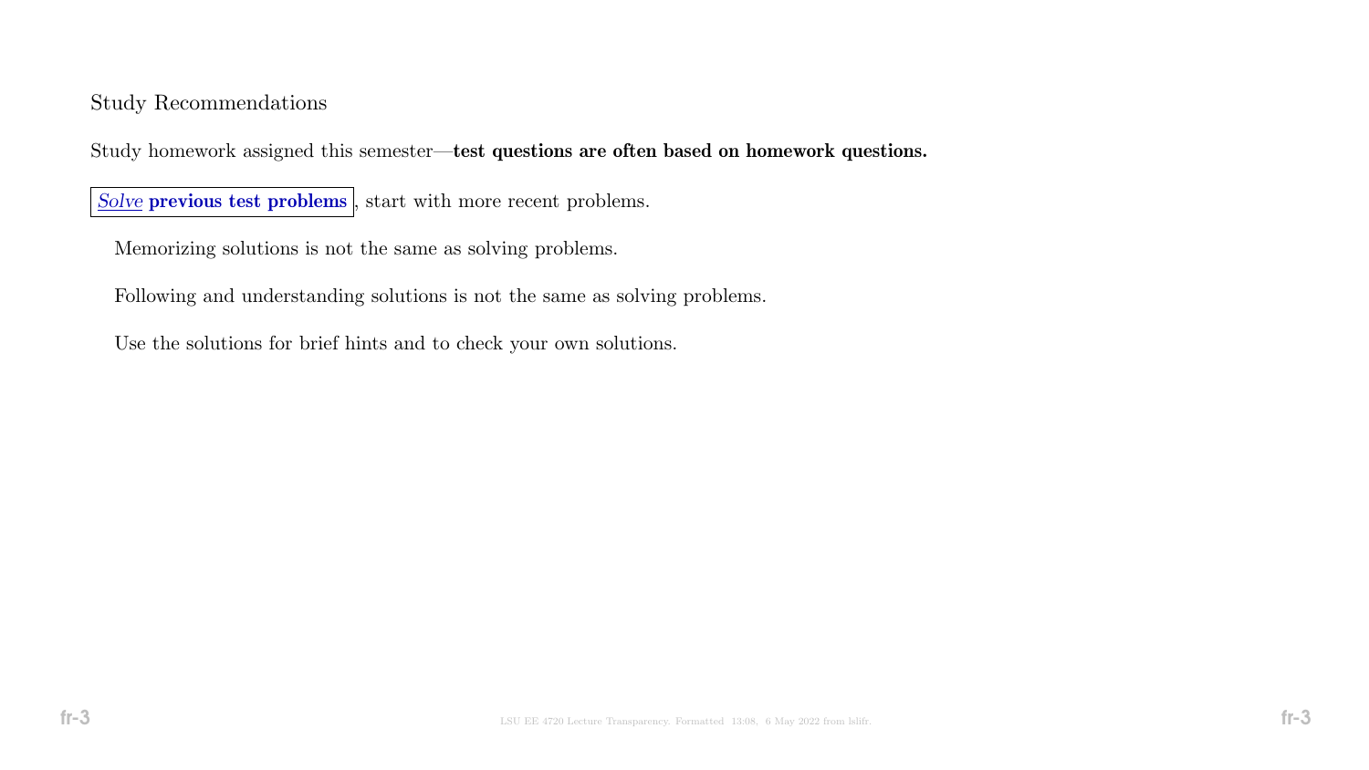## Study Recommendations

Study homework assigned this semester—**test questions are often based on homework questions.**

***Solve*** **previous test problems**, start with more recent problems.

Memorizing solutions is not the same as solving problems.

Following and understanding solutions is not the same as solving problems.

Use the solutions for brief hints and to check your own solutions.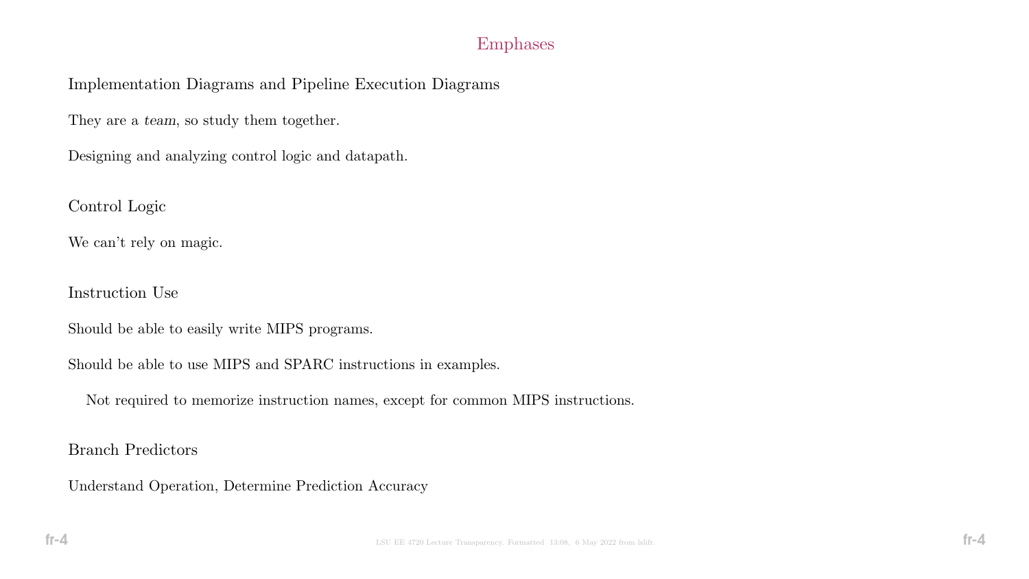# Emphases

## Implementation Diagrams and Pipeline Execution Diagrams

They are a *team*, so study them together.

Designing and analyzing control logic and datapath.

## Control Logic

We can't rely on magic.

## Instruction Use

Should be able to easily write MIPS programs.

Should be able to use MIPS and SPARC instructions in examples.

Not required to memorize instruction names, except for common MIPS instructions.

## Branch Predictors

Understand Operation, Determine Prediction Accuracy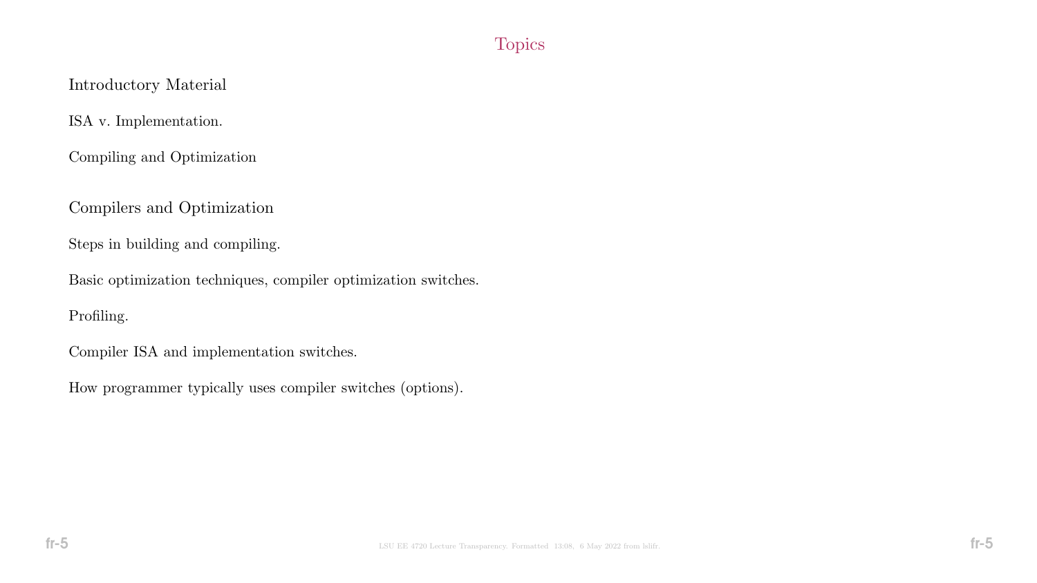# Topics

## Introductory Material

ISA v. Implementation.

Compiling and Optimization

## Compilers and Optimization

Steps in building and compiling.

Basic optimization techniques, compiler optimization switches.

Profiling.

Compiler ISA and implementation switches.

How programmer typically uses compiler switches (options).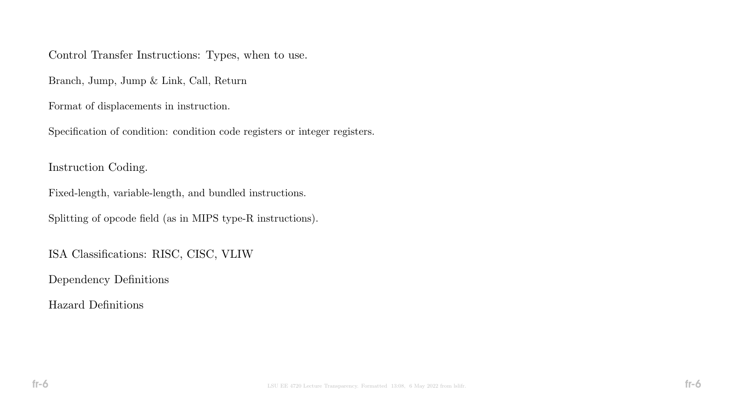Control Transfer Instructions: Types, when to use.

Branch, Jump, Jump & Link, Call, Return

Format of displacements in instruction.

Specification of condition: condition code registers or integer registers.

Instruction Coding.

Fixed-length, variable-length, and bundled instructions.

Splitting of opcode field (as in MIPS type-R instructions).

ISA Classifications: RISC, CISC, VLIW

Dependency Definitions

Hazard Definitions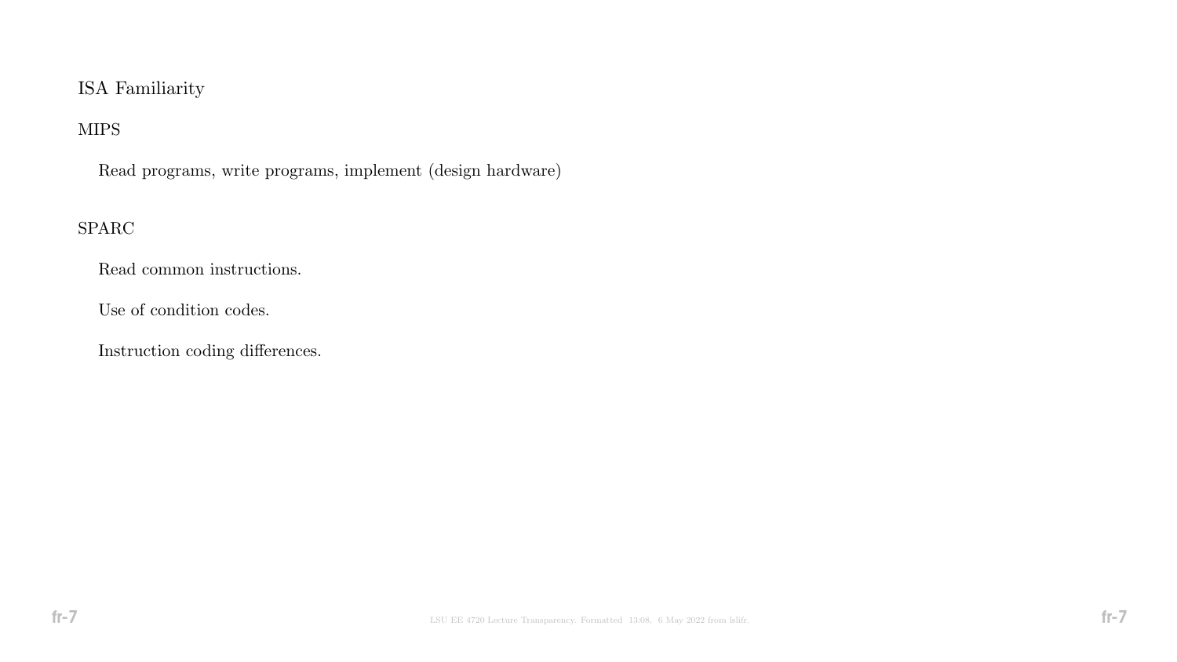## ISA Familiarity

### MIPS

Read programs, write programs, implement (design hardware)

### SPARC

Read common instructions.

Use of condition codes.

Instruction coding differences.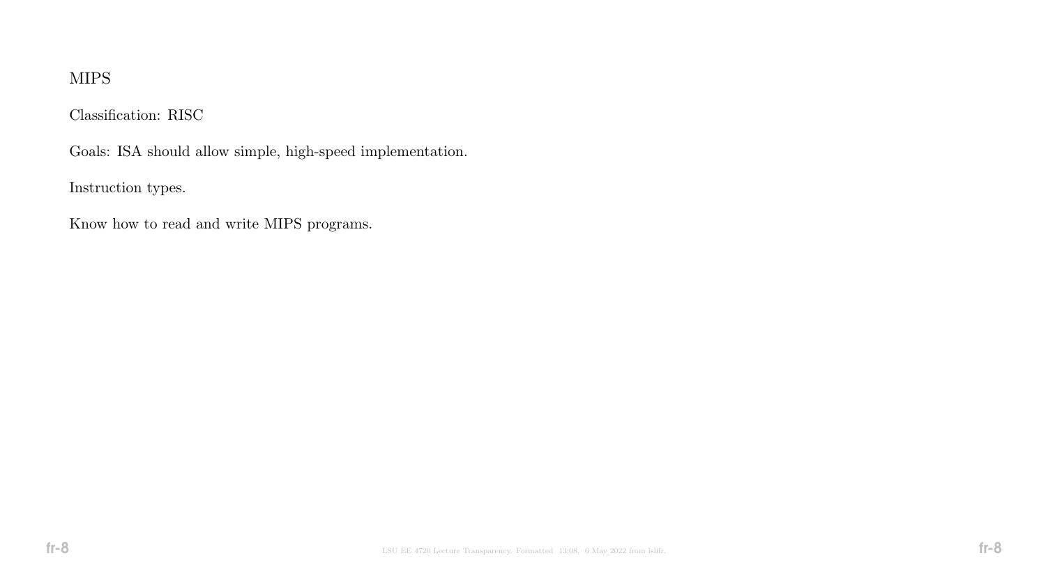MIPS

Classification: RISC

Goals: ISA should allow simple, high-speed implementation.

Instruction types.

Know how to read and write MIPS programs.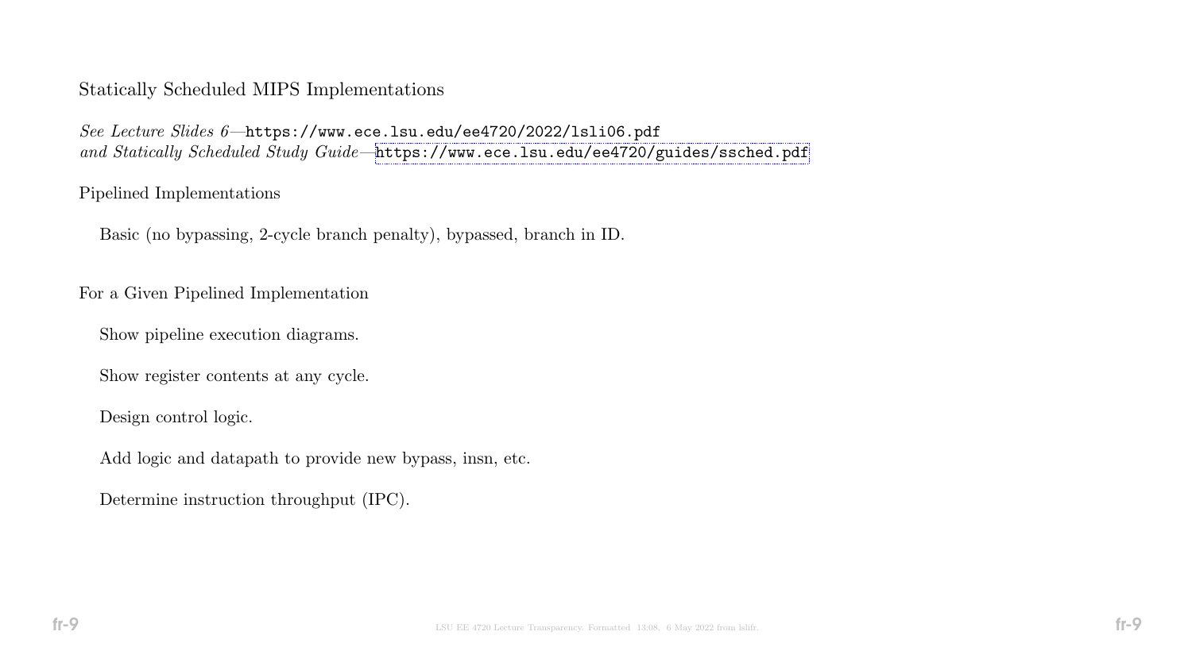## Statically Scheduled MIPS Implementations

*See Lecture Slides 6*—`https://www.ece.lsu.edu/ee4720/2022/lsli06.pdf`
*and Statically Scheduled Study Guide*—`https://www.ece.lsu.edu/ee4720/guides/ssched.pdf`

### Pipelined Implementations

Basic (no bypassing, 2-cycle branch penalty), bypassed, branch in ID.

### For a Given Pipelined Implementation

Show pipeline execution diagrams.

Show register contents at any cycle.

Design control logic.

Add logic and datapath to provide new bypass, insn, etc.

Determine instruction throughput (IPC).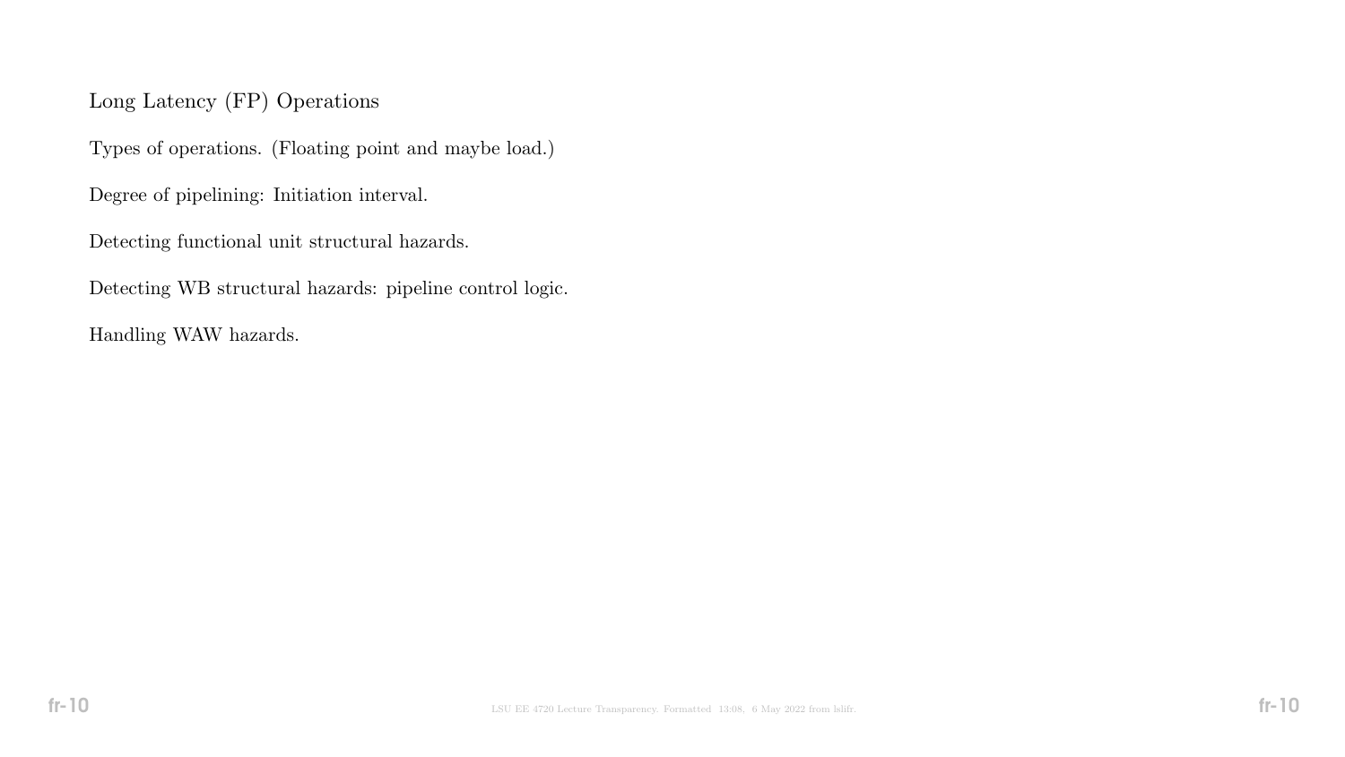## Long Latency (FP) Operations

Types of operations. (Floating point and maybe load.)

Degree of pipelining: Initiation interval.

Detecting functional unit structural hazards.

Detecting WB structural hazards: pipeline control logic.

Handling WAW hazards.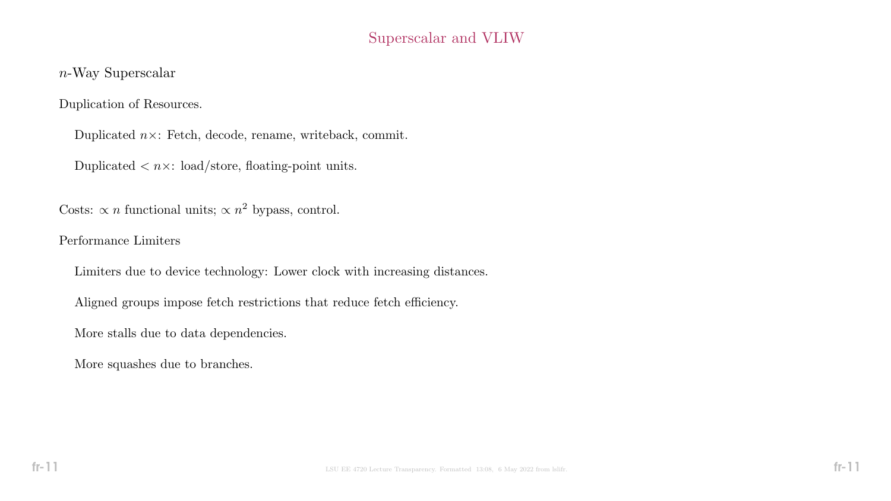# Superscalar and VLIW

$n$-Way Superscalar

Duplication of Resources.

- Duplicated $n\times$: Fetch, decode, rename, writeback, commit.
- Duplicated $< n\times$: load/store, floating-point units.

Costs: $\propto n$ functional units; $\propto n^2$ bypass, control.

Performance Limiters

- Limiters due to device technology: Lower clock with increasing distances.
- Aligned groups impose fetch restrictions that reduce fetch efficiency.
- More stalls due to data dependencies.
- More squashes due to branches.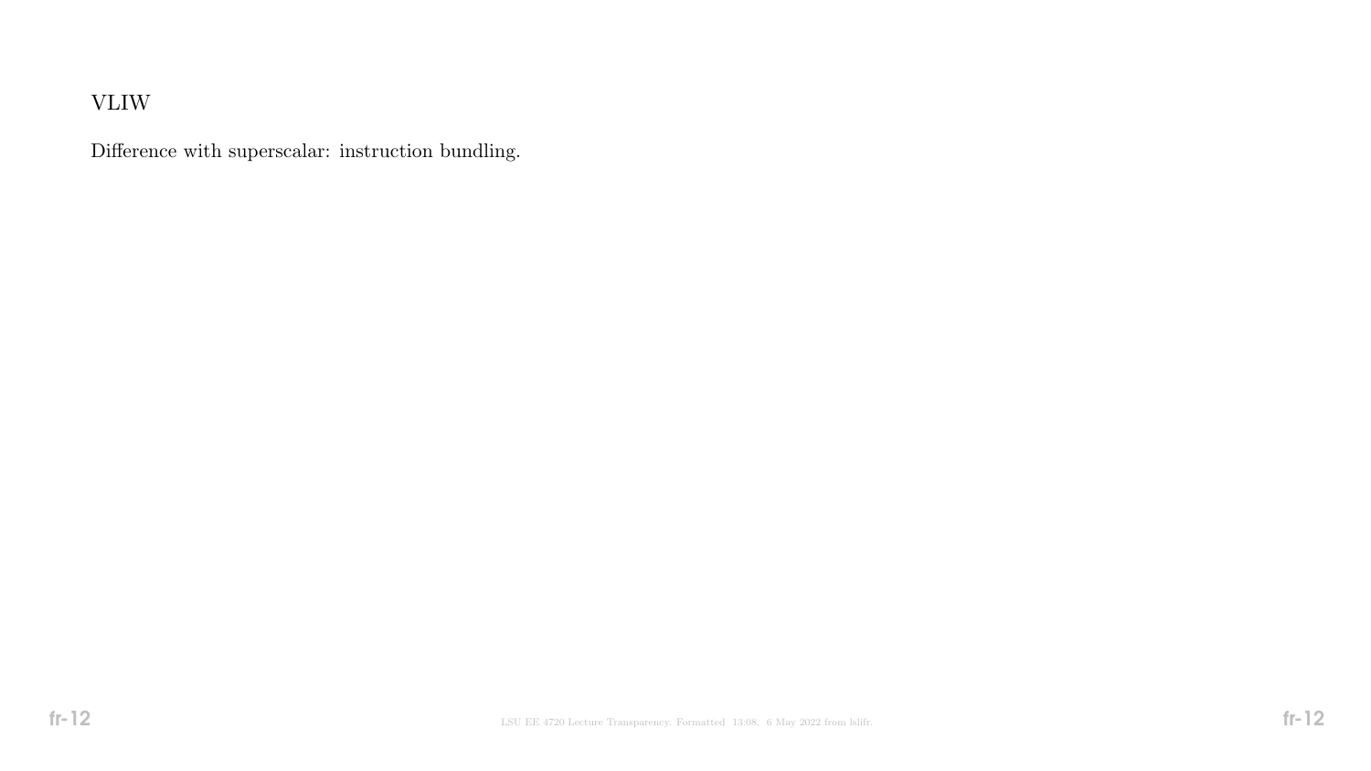## VLIW

Difference with superscalar: instruction bundling.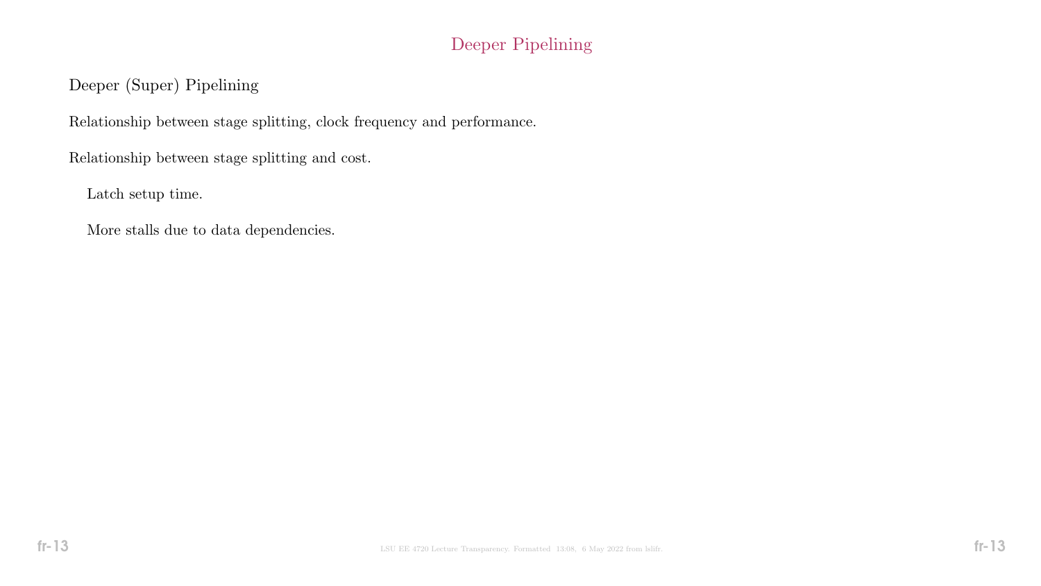# Deeper Pipelining

Deeper (Super) Pipelining

Relationship between stage splitting, clock frequency and performance.

Relationship between stage splitting and cost.

- Latch setup time.
- More stalls due to data dependencies.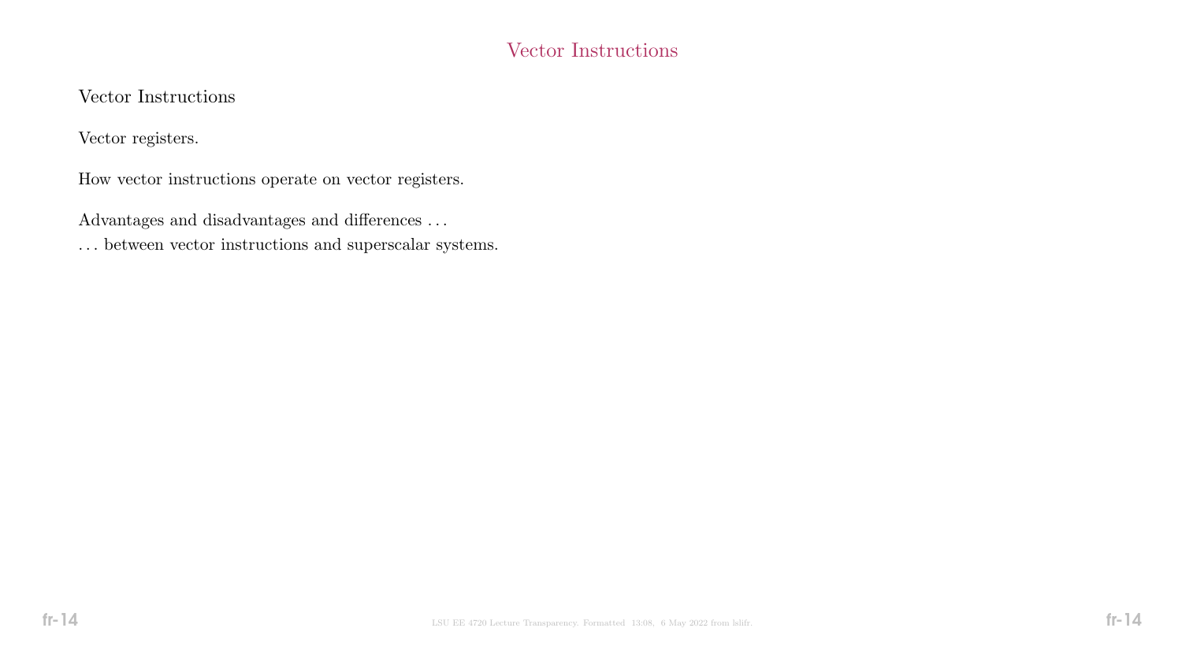## Vector Instructions

Vector Instructions

Vector registers.

How vector instructions operate on vector registers.

Advantages and disadvantages and differences . . .
. . . between vector instructions and superscalar systems.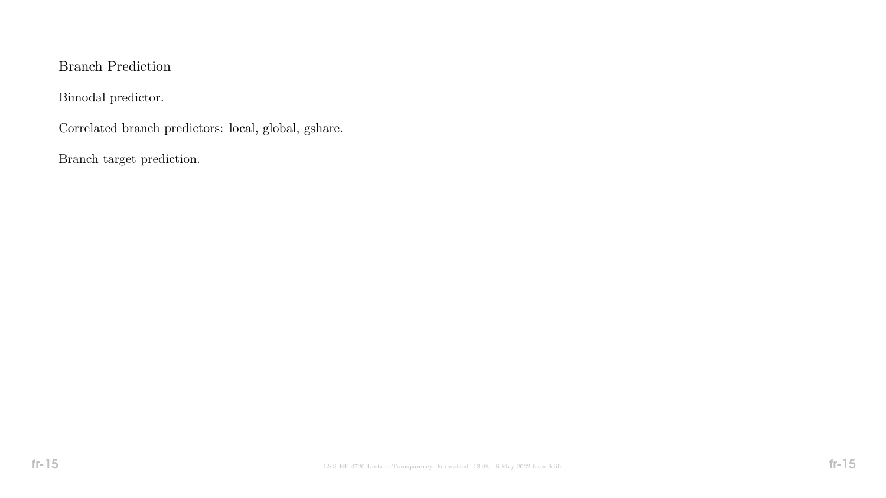## Branch Prediction

Bimodal predictor.

Correlated branch predictors: local, global, gshare.

Branch target prediction.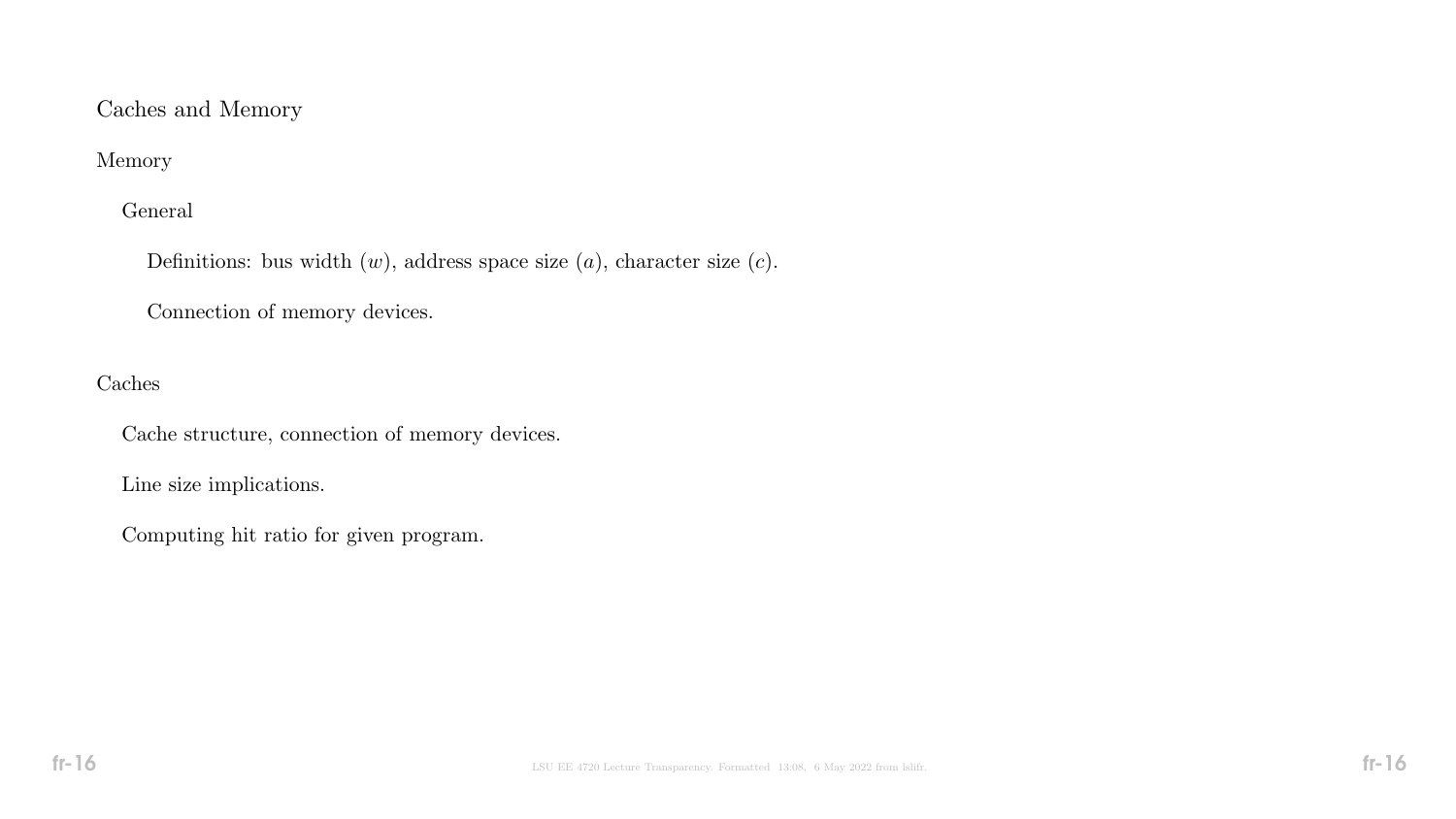# Caches and Memory

## Memory

### General

Definitions: bus width ($w$), address space size ($a$), character size ($c$).

Connection of memory devices.

## Caches

Cache structure, connection of memory devices.

Line size implications.

Computing hit ratio for given program.